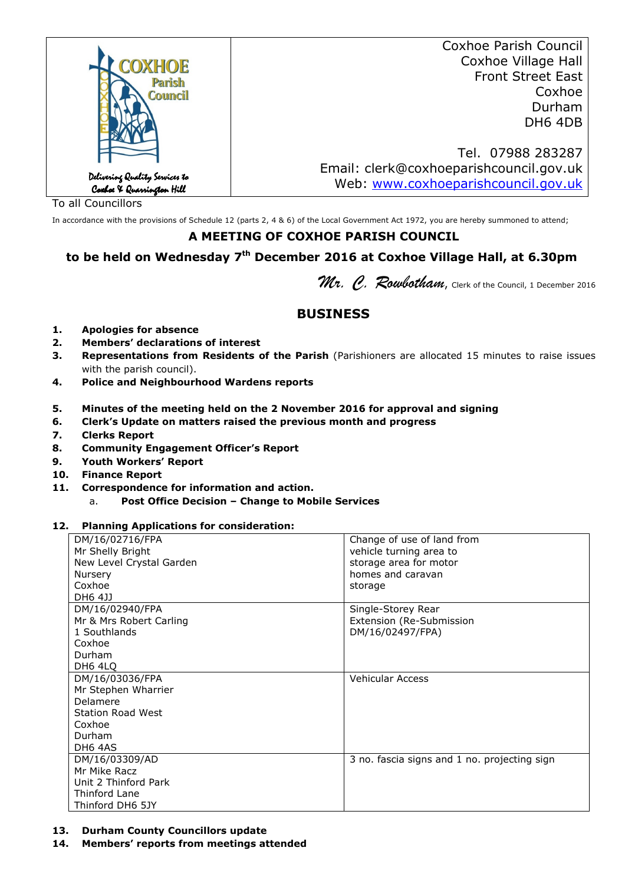| COXHOE Parish Council<br>Delivering Quality Services to Coxhoe & Quarrington Hill | Coxhoe Parish Council<br>Coxhoe Village Hall<br>Front Street East<br>Coxhoe<br>Durham<br>DH6 4DB<br><br>Tel. 07988 283287<br>Email: clerk@coxhoeparishcouncil.gov.uk<br>Web: [www.coxhoeparishcouncil.gov.uk](http://www.coxhoeparishcouncil.gov.uk) |
|---|---|

To all Councillors

In accordance with the provisions of Schedule 12 (parts 2, 4 & 6) of the Local Government Act 1972, you are hereby summoned to attend;

## A MEETING OF COXHOE PARISH COUNCIL

## to be held on Wednesday 7th December 2016 at Coxhoe Village Hall, at 6.30pm

*Mr. C. Rowbotham*, Clerk of the Council, 1 December 2016

## BUSINESS

1. **Apologies for absence**
2. **Members' declarations of interest**
3. **Representations from Residents of the Parish** (Parishioners are allocated 15 minutes to raise issues with the parish council).
4. **Police and Neighbourhood Wardens reports**
5. **Minutes of the meeting held on the 2 November 2016 for approval and signing**
6. **Clerk's Update on matters raised the previous month and progress**
7. **Clerks Report**
8. **Community Engagement Officer's Report**
9. **Youth Workers' Report**
10. **Finance Report**
11. **Correspondence for information and action.**
    a. **Post Office Decision – Change to Mobile Services**

12. **Planning Applications for consideration:**

| Application | Proposal |
|---|---|
| DM/16/02716/FPA<br>Mr Shelly Bright<br>New Level Crystal Garden Nursery<br>Coxhoe<br>DH6 4JJ | Change of use of land from vehicle turning area to storage area for motor homes and caravan storage |
| DM/16/02940/FPA<br>Mr & Mrs Robert Carling<br>1 Southlands<br>Coxhoe<br>Durham<br>DH6 4LQ | Single-Storey Rear Extension (Re-Submission DM/16/02497/FPA) |
| DM/16/03036/FPA<br>Mr Stephen Wharrier<br>Delamere<br>Station Road West<br>Coxhoe<br>Durham<br>DH6 4AS | Vehicular Access |
| DM/16/03309/AD<br>Mr Mike Racz<br>Unit 2 Thinford Park<br>Thinford Lane<br>Thinford DH6 5JY | 3 no. fascia signs and 1 no. projecting sign |

13. **Durham County Councillors update**
14. **Members' reports from meetings attended**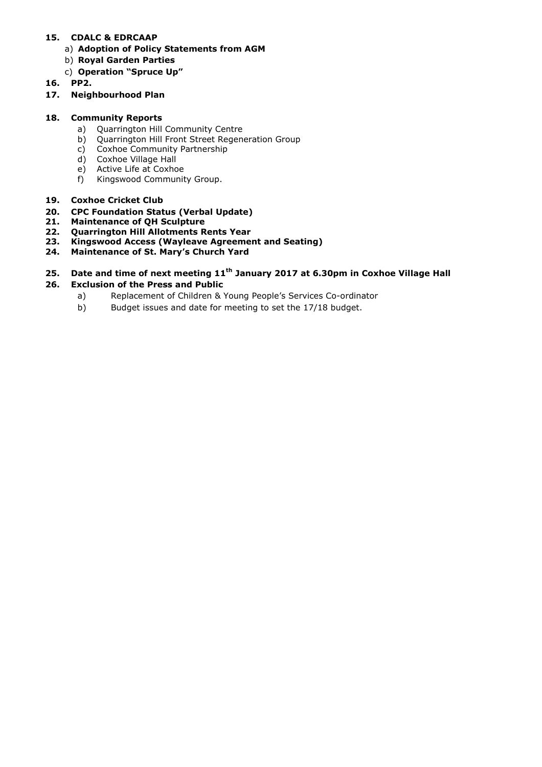**15. CDALC & EDRCAAP**

a) **Adoption of Policy Statements from AGM**
b) **Royal Garden Parties**
c) **Operation "Spruce Up"**

**16. PP2.**

**17. Neighbourhood Plan**

**18. Community Reports**

a) Quarrington Hill Community Centre
b) Quarrington Hill Front Street Regeneration Group
c) Coxhoe Community Partnership
d) Coxhoe Village Hall
e) Active Life at Coxhoe
f) Kingswood Community Group.

**19. Coxhoe Cricket Club**

**20. CPC Foundation Status (Verbal Update)**

**21. Maintenance of QH Sculpture**

**22. Quarrington Hill Allotments Rents Year**

**23. Kingswood Access (Wayleave Agreement and Seating)**

**24. Maintenance of St. Mary's Church Yard**

**25. Date and time of next meeting 11th January 2017 at 6.30pm in Coxhoe Village Hall**

**26. Exclusion of the Press and Public**

a) Replacement of Children & Young People's Services Co-ordinator
b) Budget issues and date for meeting to set the 17/18 budget.